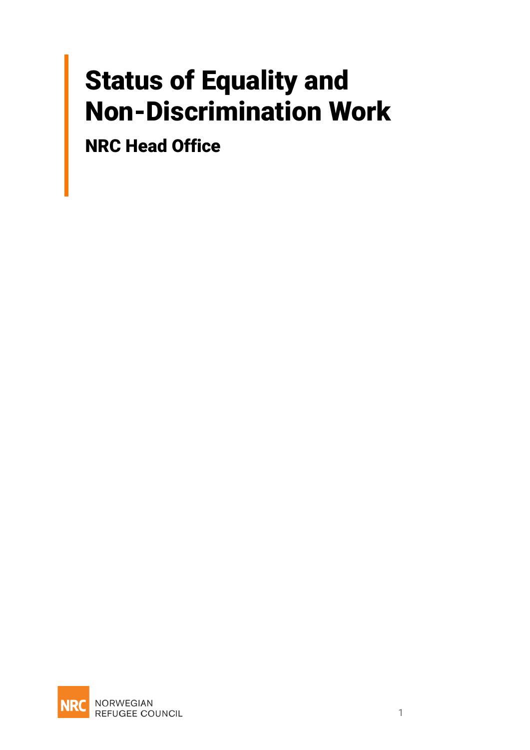# Status of Equality and Non-Discrimination Work

## NRC Head Office

NORWEGIAN REFUGEE COUNCIL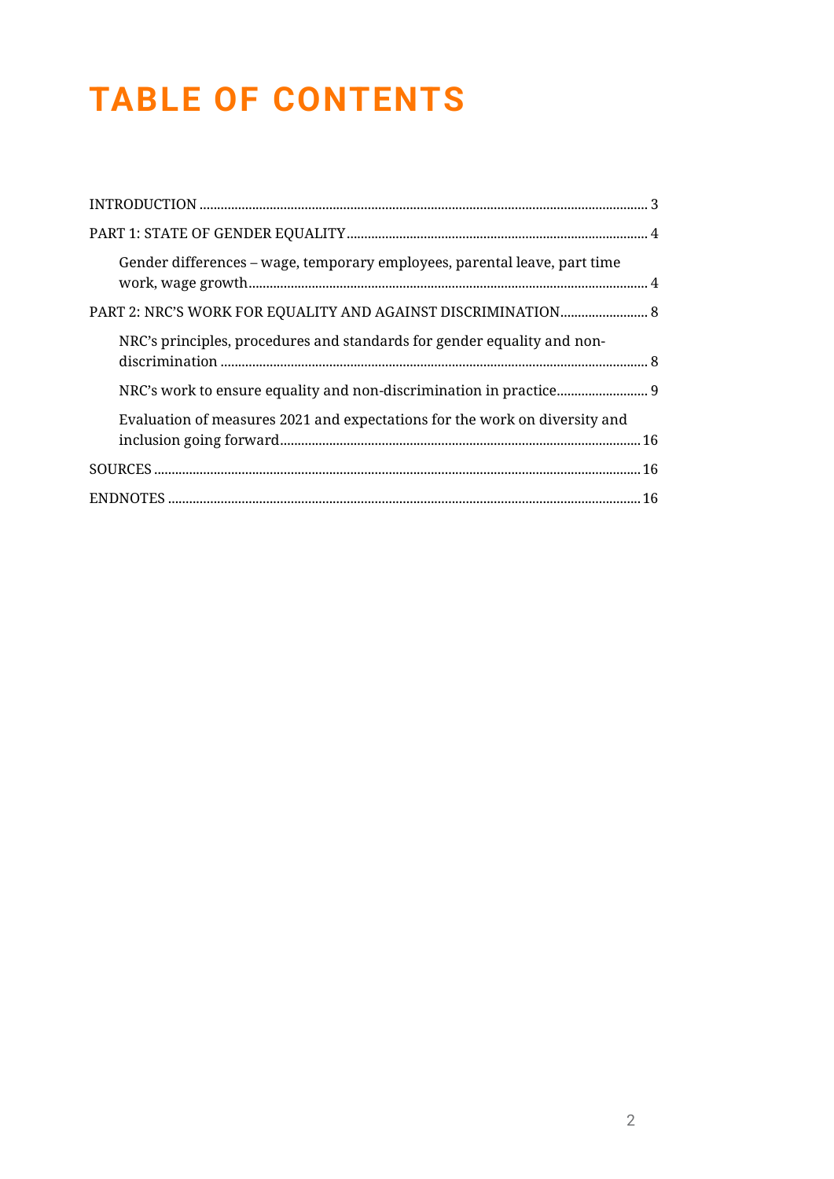# TABLE OF CONTENTS

INTRODUCTION ........ 3

PART 1: STATE OF GENDER EQUALITY ........ 4

- Gender differences – wage, temporary employees, parental leave, part time work, wage growth ........ 4

PART 2: NRC'S WORK FOR EQUALITY AND AGAINST DISCRIMINATION ........ 8

- NRC's principles, procedures and standards for gender equality and non-discrimination ........ 8
- NRC's work to ensure equality and non-discrimination in practice ........ 9
- Evaluation of measures 2021 and expectations for the work on diversity and inclusion going forward ........ 16

SOURCES ........ 16

ENDNOTES ........ 16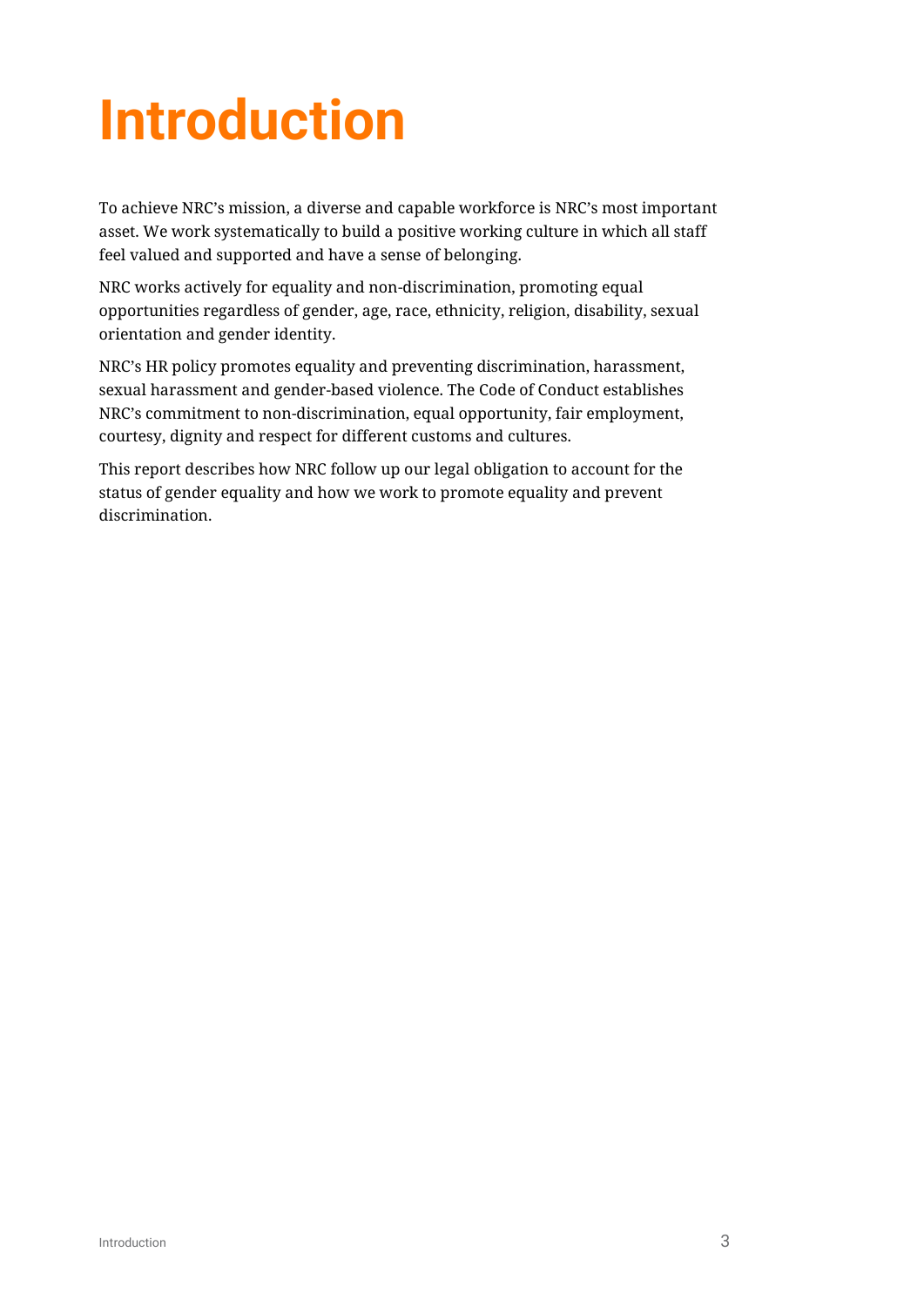# Introduction

To achieve NRC's mission, a diverse and capable workforce is NRC's most important asset. We work systematically to build a positive working culture in which all staff feel valued and supported and have a sense of belonging.

NRC works actively for equality and non-discrimination, promoting equal opportunities regardless of gender, age, race, ethnicity, religion, disability, sexual orientation and gender identity.

NRC's HR policy promotes equality and preventing discrimination, harassment, sexual harassment and gender-based violence. The Code of Conduct establishes NRC's commitment to non-discrimination, equal opportunity, fair employment, courtesy, dignity and respect for different customs and cultures.

This report describes how NRC follow up our legal obligation to account for the status of gender equality and how we work to promote equality and prevent discrimination.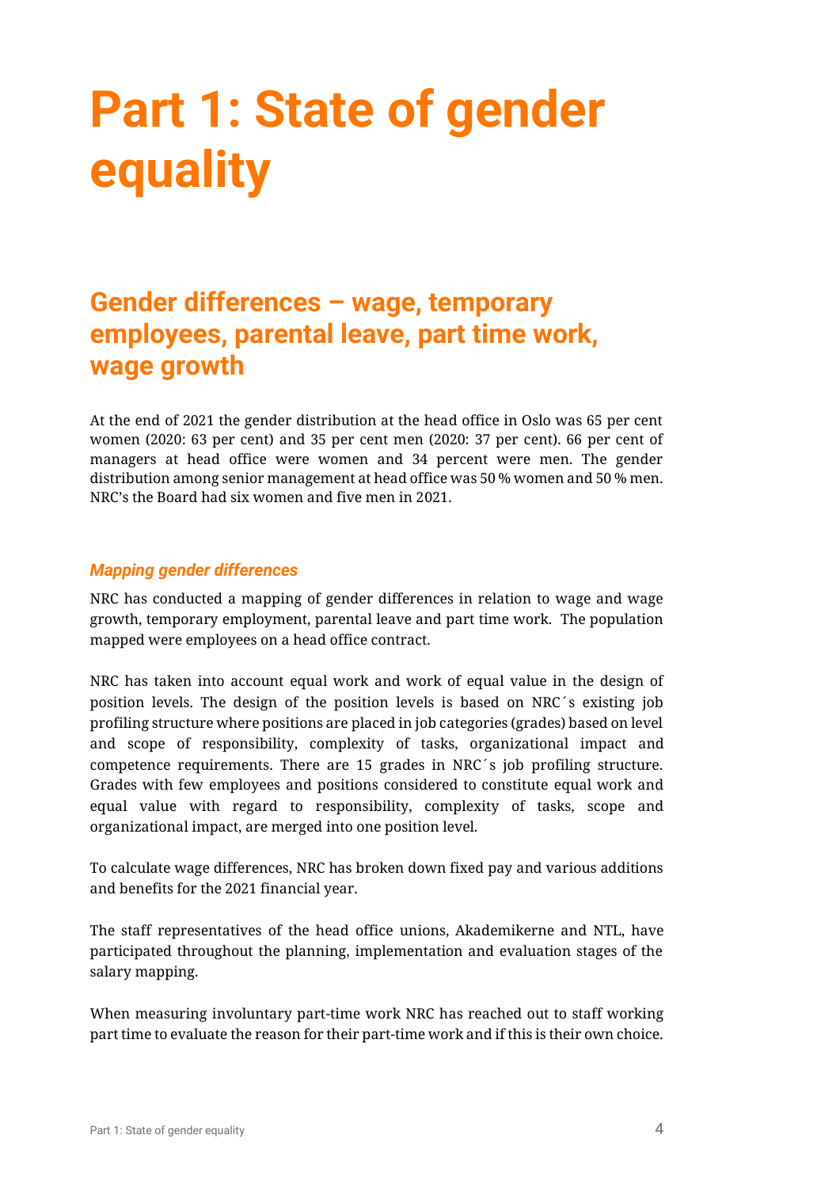# Part 1: State of gender equality

## Gender differences – wage, temporary employees, parental leave, part time work, wage growth

At the end of 2021 the gender distribution at the head office in Oslo was 65 per cent women (2020: 63 per cent) and 35 per cent men (2020: 37 per cent). 66 per cent of managers at head office were women and 34 percent were men. The gender distribution among senior management at head office was 50 % women and 50 % men. NRC's the Board had six women and five men in 2021.

### *Mapping gender differences*

NRC has conducted a mapping of gender differences in relation to wage and wage growth, temporary employment, parental leave and part time work. The population mapped were employees on a head office contract.

NRC has taken into account equal work and work of equal value in the design of position levels. The design of the position levels is based on NRC´s existing job profiling structure where positions are placed in job categories (grades) based on level and scope of responsibility, complexity of tasks, organizational impact and competence requirements. There are 15 grades in NRC´s job profiling structure. Grades with few employees and positions considered to constitute equal work and equal value with regard to responsibility, complexity of tasks, scope and organizational impact, are merged into one position level.

To calculate wage differences, NRC has broken down fixed pay and various additions and benefits for the 2021 financial year.

The staff representatives of the head office unions, Akademikerne and NTL, have participated throughout the planning, implementation and evaluation stages of the salary mapping.

When measuring involuntary part-time work NRC has reached out to staff working part time to evaluate the reason for their part-time work and if this is their own choice.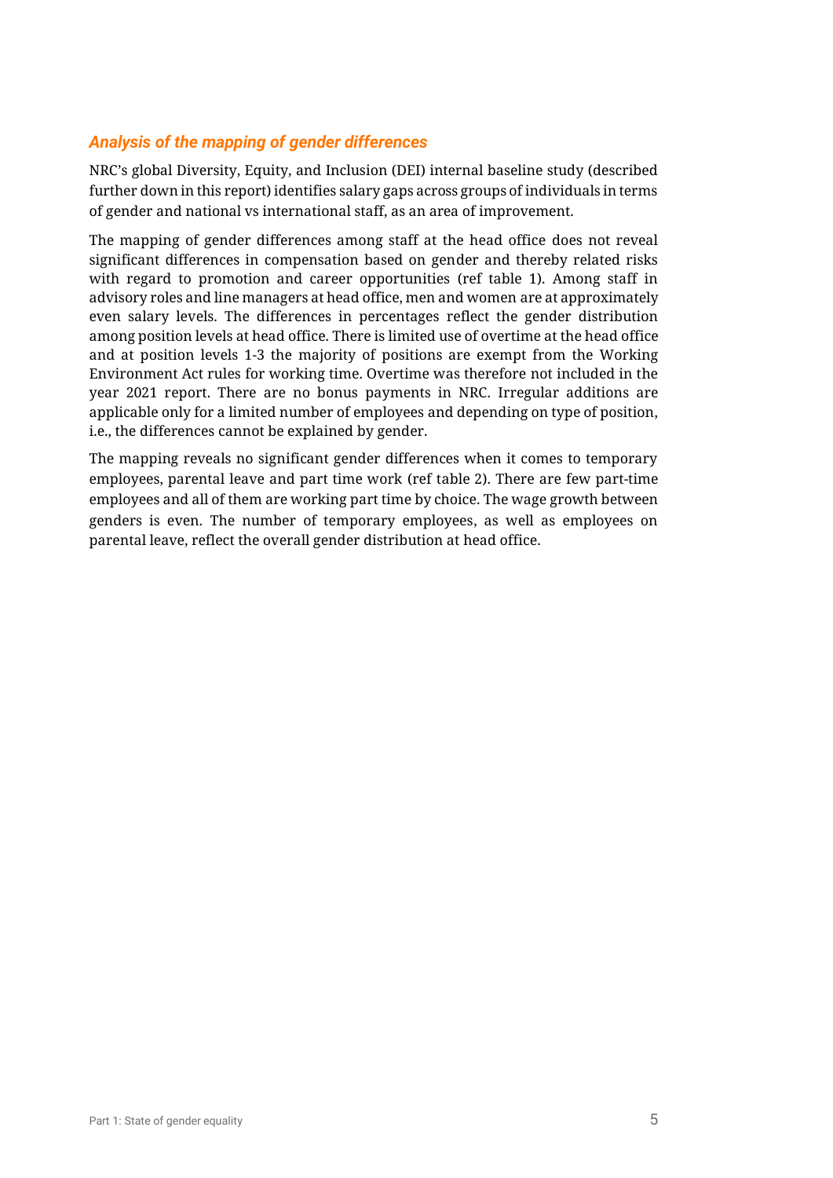### *Analysis of the mapping of gender differences*

NRC's global Diversity, Equity, and Inclusion (DEI) internal baseline study (described further down in this report) identifies salary gaps across groups of individuals in terms of gender and national vs international staff, as an area of improvement.

The mapping of gender differences among staff at the head office does not reveal significant differences in compensation based on gender and thereby related risks with regard to promotion and career opportunities (ref table 1). Among staff in advisory roles and line managers at head office, men and women are at approximately even salary levels. The differences in percentages reflect the gender distribution among position levels at head office. There is limited use of overtime at the head office and at position levels 1-3 the majority of positions are exempt from the Working Environment Act rules for working time. Overtime was therefore not included in the year 2021 report. There are no bonus payments in NRC. Irregular additions are applicable only for a limited number of employees and depending on type of position, i.e., the differences cannot be explained by gender.

The mapping reveals no significant gender differences when it comes to temporary employees, parental leave and part time work (ref table 2). There are few part-time employees and all of them are working part time by choice. The wage growth between genders is even. The number of temporary employees, as well as employees on parental leave, reflect the overall gender distribution at head office.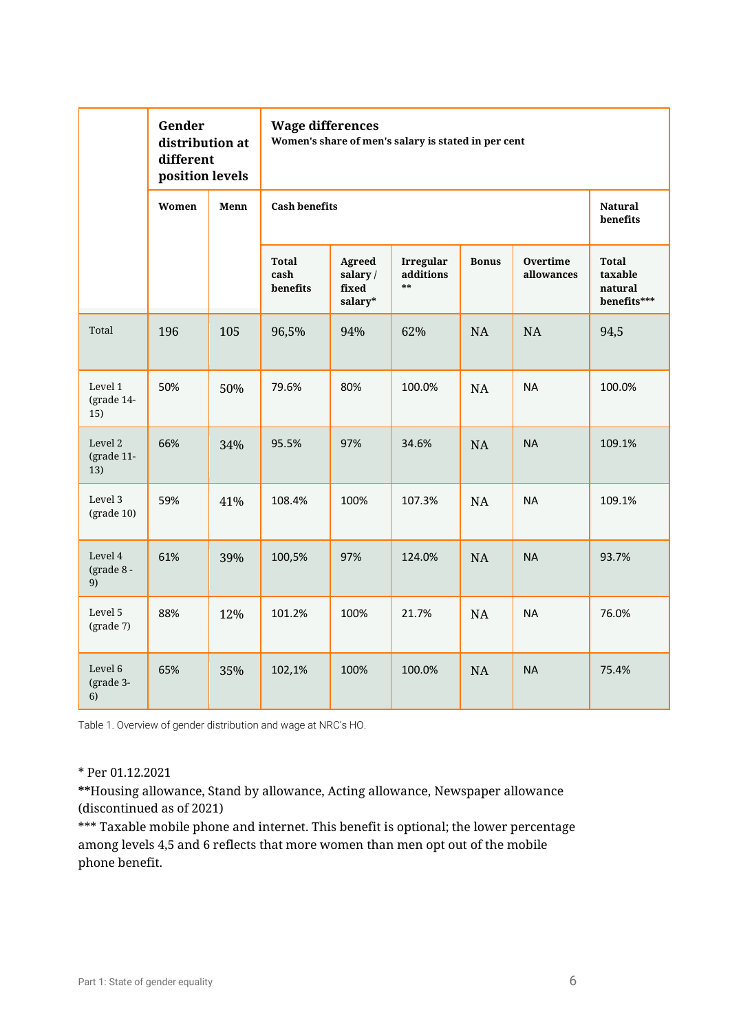| | Gender distribution at different position levels | | Wage differences Women's share of men's salary is stated in per cent | | | | | |
|---|---|---|---|---|---|---|---|---|
| | Women | Menn | Cash benefits | | | | | Natural benefits |
| | | | Total cash benefits | Agreed salary / fixed salary* | Irregular additions ** | Bonus | Overtime allowances | Total taxable natural benefits*** |
| Total | 196 | 105 | 96,5% | 94% | 62% | NA | NA | 94,5 |
| Level 1 (grade 14-15) | 50% | 50% | 79.6% | 80% | 100.0% | NA | NA | 100.0% |
| Level 2 (grade 11-13) | 66% | 34% | 95.5% | 97% | 34.6% | NA | NA | 109.1% |
| Level 3 (grade 10) | 59% | 41% | 108.4% | 100% | 107.3% | NA | NA | 109.1% |
| Level 4 (grade 8 - 9) | 61% | 39% | 100,5% | 97% | 124.0% | NA | NA | 93.7% |
| Level 5 (grade 7) | 88% | 12% | 101.2% | 100% | 21.7% | NA | NA | 76.0% |
| Level 6 (grade 3-6) | 65% | 35% | 102,1% | 100% | 100.0% | NA | NA | 75.4% |

Table 1. Overview of gender distribution and wage at NRC's HO.

* Per 01.12.2021

**Housing allowance, Stand by allowance, Acting allowance, Newspaper allowance (discontinued as of 2021)

*** Taxable mobile phone and internet. This benefit is optional; the lower percentage among levels 4,5 and 6 reflects that more women than men opt out of the mobile phone benefit.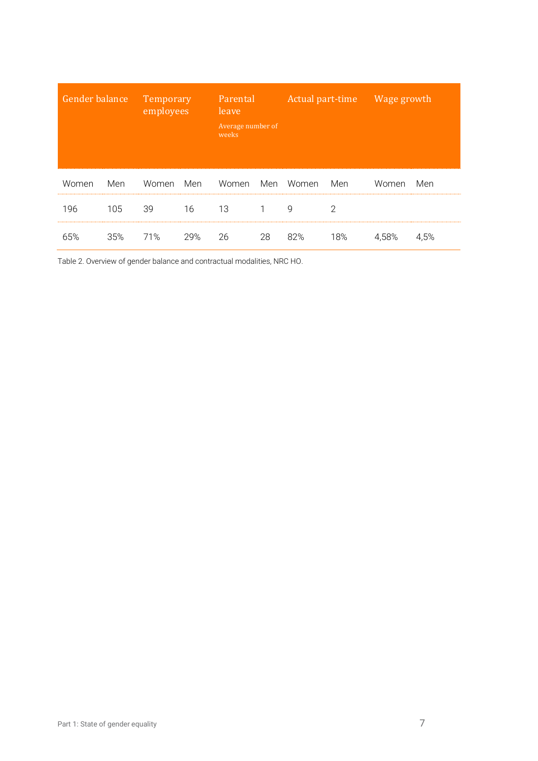| Gender balance | | Temporary employees | | Parental leave<br>Average number of weeks | | Actual part-time | | Wage growth | |
|---|---|---|---|---|---|---|---|---|---|
| Women | Men | Women | Men | Women | Men | Women | Men | Women | Men |
| 196 | 105 | 39 | 16 | 13 | 1 | 9 | 2 | | |
| 65% | 35% | 71% | 29% | 26 | 28 | 82% | 18% | 4,58% | 4,5% |

Table 2. Overview of gender balance and contractual modalities, NRC HO.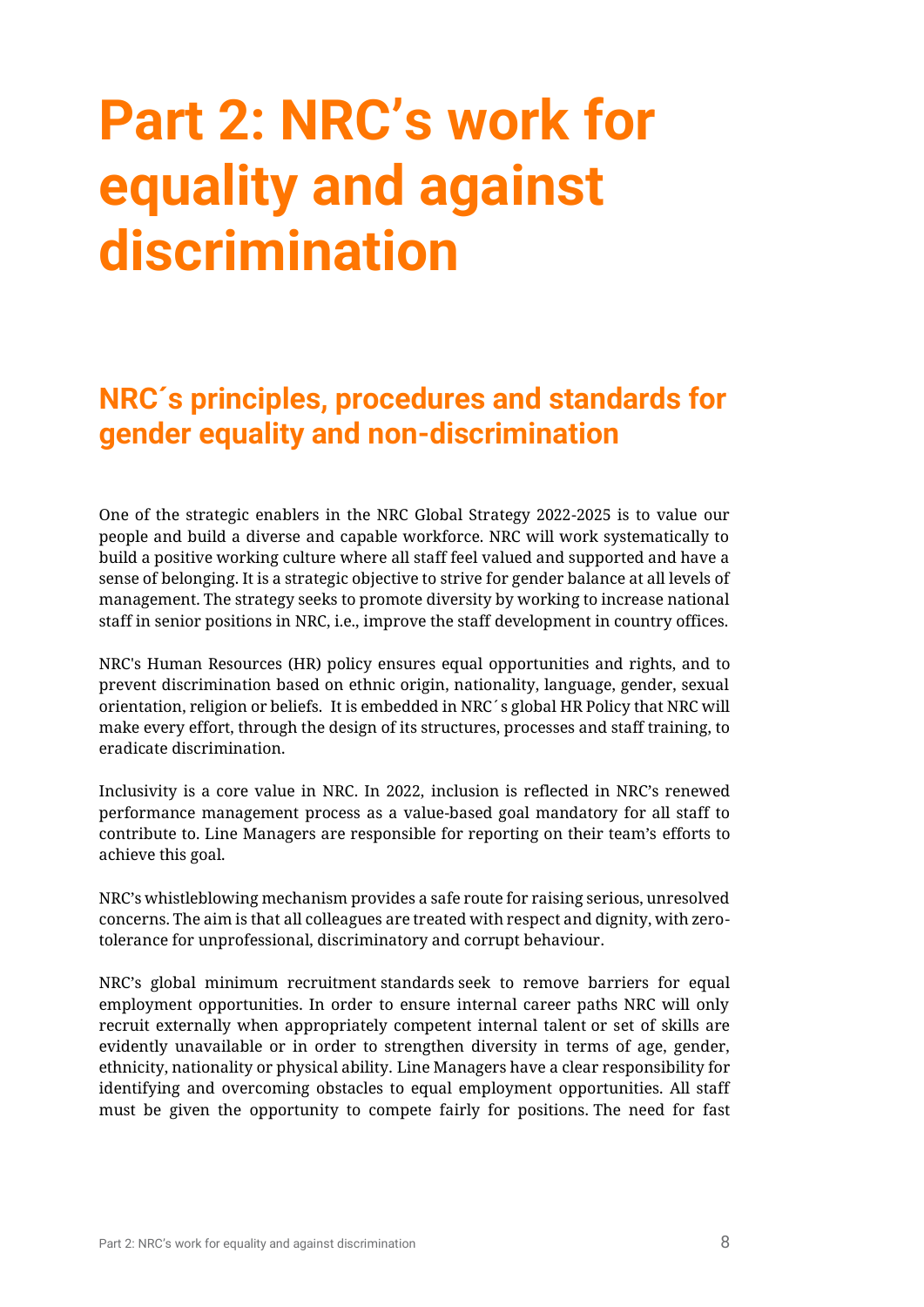# Part 2: NRC's work for equality and against discrimination

## NRC´s principles, procedures and standards for gender equality and non-discrimination

One of the strategic enablers in the NRC Global Strategy 2022-2025 is to value our people and build a diverse and capable workforce. NRC will work systematically to build a positive working culture where all staff feel valued and supported and have a sense of belonging. It is a strategic objective to strive for gender balance at all levels of management. The strategy seeks to promote diversity by working to increase national staff in senior positions in NRC, i.e., improve the staff development in country offices.

NRC's Human Resources (HR) policy ensures equal opportunities and rights, and to prevent discrimination based on ethnic origin, nationality, language, gender, sexual orientation, religion or beliefs. It is embedded in NRC´s global HR Policy that NRC will make every effort, through the design of its structures, processes and staff training, to eradicate discrimination.

Inclusivity is a core value in NRC. In 2022, inclusion is reflected in NRC's renewed performance management process as a value-based goal mandatory for all staff to contribute to. Line Managers are responsible for reporting on their team's efforts to achieve this goal.

NRC's whistleblowing mechanism provides a safe route for raising serious, unresolved concerns. The aim is that all colleagues are treated with respect and dignity, with zero-tolerance for unprofessional, discriminatory and corrupt behaviour.

NRC's global minimum recruitment standards seek to remove barriers for equal employment opportunities. In order to ensure internal career paths NRC will only recruit externally when appropriately competent internal talent or set of skills are evidently unavailable or in order to strengthen diversity in terms of age, gender, ethnicity, nationality or physical ability. Line Managers have a clear responsibility for identifying and overcoming obstacles to equal employment opportunities. All staff must be given the opportunity to compete fairly for positions. The need for fast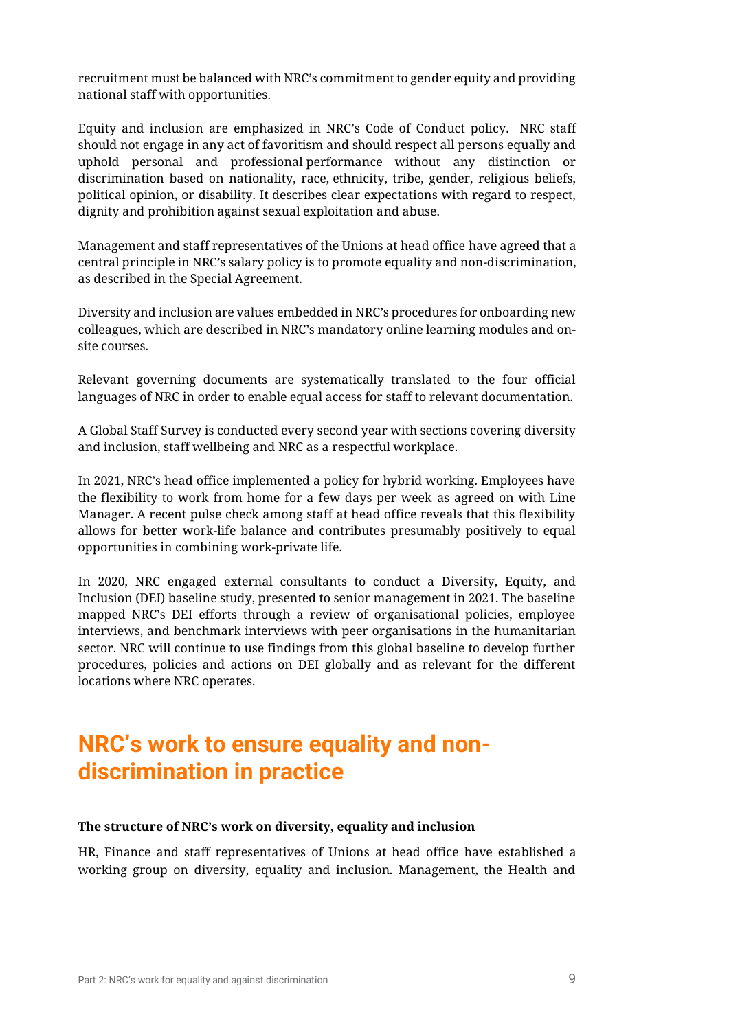recruitment must be balanced with NRC's commitment to gender equity and providing national staff with opportunities.

Equity and inclusion are emphasized in NRC's Code of Conduct policy. NRC staff should not engage in any act of favoritism and should respect all persons equally and uphold personal and professional performance without any distinction or discrimination based on nationality, race, ethnicity, tribe, gender, religious beliefs, political opinion, or disability. It describes clear expectations with regard to respect, dignity and prohibition against sexual exploitation and abuse.

Management and staff representatives of the Unions at head office have agreed that a central principle in NRC's salary policy is to promote equality and non-discrimination, as described in the Special Agreement.

Diversity and inclusion are values embedded in NRC's procedures for onboarding new colleagues, which are described in NRC's mandatory online learning modules and on-site courses.

Relevant governing documents are systematically translated to the four official languages of NRC in order to enable equal access for staff to relevant documentation.

A Global Staff Survey is conducted every second year with sections covering diversity and inclusion, staff wellbeing and NRC as a respectful workplace.

In 2021, NRC's head office implemented a policy for hybrid working. Employees have the flexibility to work from home for a few days per week as agreed on with Line Manager. A recent pulse check among staff at head office reveals that this flexibility allows for better work-life balance and contributes presumably positively to equal opportunities in combining work-private life.

In 2020, NRC engaged external consultants to conduct a Diversity, Equity, and Inclusion (DEI) baseline study, presented to senior management in 2021. The baseline mapped NRC's DEI efforts through a review of organisational policies, employee interviews, and benchmark interviews with peer organisations in the humanitarian sector. NRC will continue to use findings from this global baseline to develop further procedures, policies and actions on DEI globally and as relevant for the different locations where NRC operates.

## NRC's work to ensure equality and non-discrimination in practice

**The structure of NRC's work on diversity, equality and inclusion**

HR, Finance and staff representatives of Unions at head office have established a working group on diversity, equality and inclusion. Management, the Health and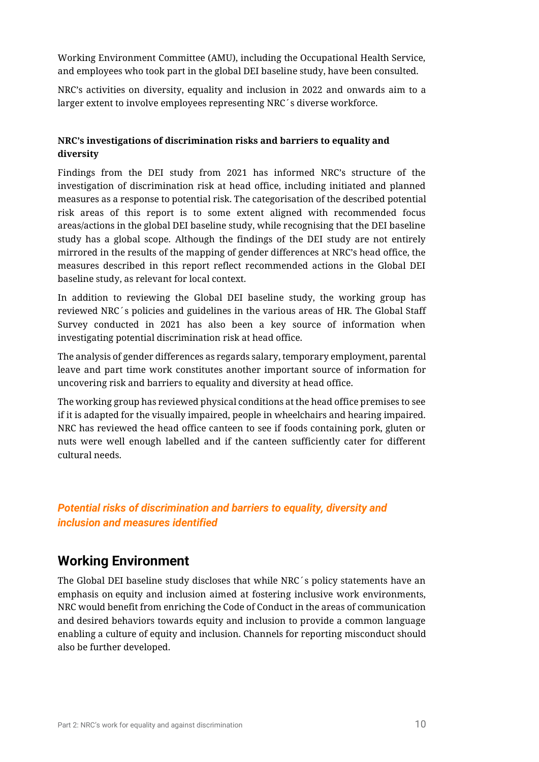Working Environment Committee (AMU), including the Occupational Health Service, and employees who took part in the global DEI baseline study, have been consulted.

NRC's activities on diversity, equality and inclusion in 2022 and onwards aim to a larger extent to involve employees representing NRC´s diverse workforce.

**NRC's investigations of discrimination risks and barriers to equality and diversity**

Findings from the DEI study from 2021 has informed NRC's structure of the investigation of discrimination risk at head office, including initiated and planned measures as a response to potential risk. The categorisation of the described potential risk areas of this report is to some extent aligned with recommended focus areas/actions in the global DEI baseline study, while recognising that the DEI baseline study has a global scope. Although the findings of the DEI study are not entirely mirrored in the results of the mapping of gender differences at NRC's head office, the measures described in this report reflect recommended actions in the Global DEI baseline study, as relevant for local context.

In addition to reviewing the Global DEI baseline study, the working group has reviewed NRC´s policies and guidelines in the various areas of HR. The Global Staff Survey conducted in 2021 has also been a key source of information when investigating potential discrimination risk at head office.

The analysis of gender differences as regards salary, temporary employment, parental leave and part time work constitutes another important source of information for uncovering risk and barriers to equality and diversity at head office.

The working group has reviewed physical conditions at the head office premises to see if it is adapted for the visually impaired, people in wheelchairs and hearing impaired. NRC has reviewed the head office canteen to see if foods containing pork, gluten or nuts were well enough labelled and if the canteen sufficiently cater for different cultural needs.

### *Potential risks of discrimination and barriers to equality, diversity and inclusion and measures identified*

## Working Environment

The Global DEI baseline study discloses that while NRC´s policy statements have an emphasis on equity and inclusion aimed at fostering inclusive work environments, NRC would benefit from enriching the Code of Conduct in the areas of communication and desired behaviors towards equity and inclusion to provide a common language enabling a culture of equity and inclusion. Channels for reporting misconduct should also be further developed.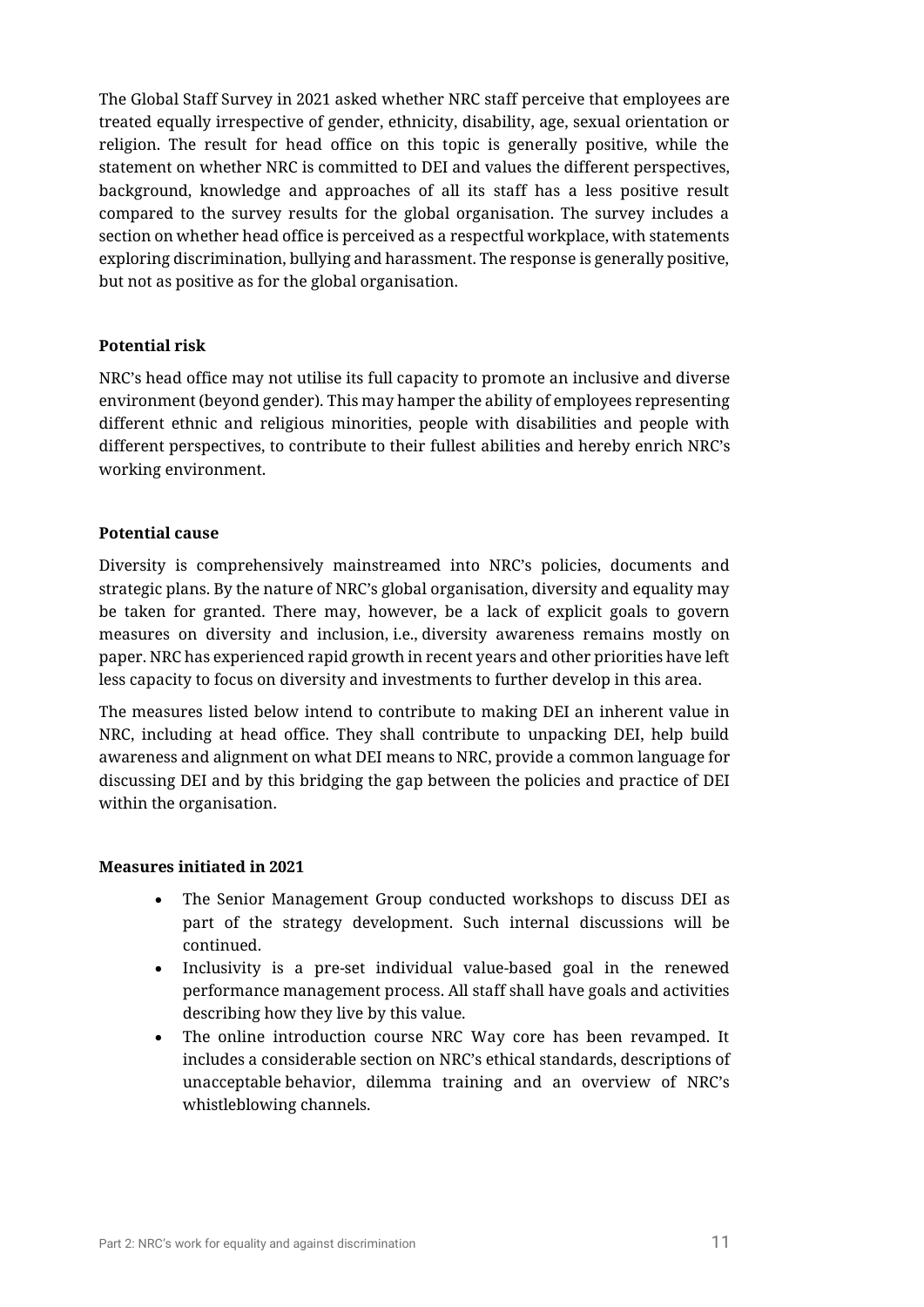The Global Staff Survey in 2021 asked whether NRC staff perceive that employees are treated equally irrespective of gender, ethnicity, disability, age, sexual orientation or religion. The result for head office on this topic is generally positive, while the statement on whether NRC is committed to DEI and values the different perspectives, background, knowledge and approaches of all its staff has a less positive result compared to the survey results for the global organisation. The survey includes a section on whether head office is perceived as a respectful workplace, with statements exploring discrimination, bullying and harassment. The response is generally positive, but not as positive as for the global organisation.

**Potential risk**

NRC's head office may not utilise its full capacity to promote an inclusive and diverse environment (beyond gender). This may hamper the ability of employees representing different ethnic and religious minorities, people with disabilities and people with different perspectives, to contribute to their fullest abilities and hereby enrich NRC's working environment.

**Potential cause**

Diversity is comprehensively mainstreamed into NRC's policies, documents and strategic plans. By the nature of NRC's global organisation, diversity and equality may be taken for granted. There may, however, be a lack of explicit goals to govern measures on diversity and inclusion, i.e., diversity awareness remains mostly on paper. NRC has experienced rapid growth in recent years and other priorities have left less capacity to focus on diversity and investments to further develop in this area.

The measures listed below intend to contribute to making DEI an inherent value in NRC, including at head office. They shall contribute to unpacking DEI, help build awareness and alignment on what DEI means to NRC, provide a common language for discussing DEI and by this bridging the gap between the policies and practice of DEI within the organisation.

**Measures initiated in 2021**

- The Senior Management Group conducted workshops to discuss DEI as part of the strategy development. Such internal discussions will be continued.
- Inclusivity is a pre-set individual value-based goal in the renewed performance management process. All staff shall have goals and activities describing how they live by this value.
- The online introduction course NRC Way core has been revamped. It includes a considerable section on NRC's ethical standards, descriptions of unacceptable behavior, dilemma training and an overview of NRC's whistleblowing channels.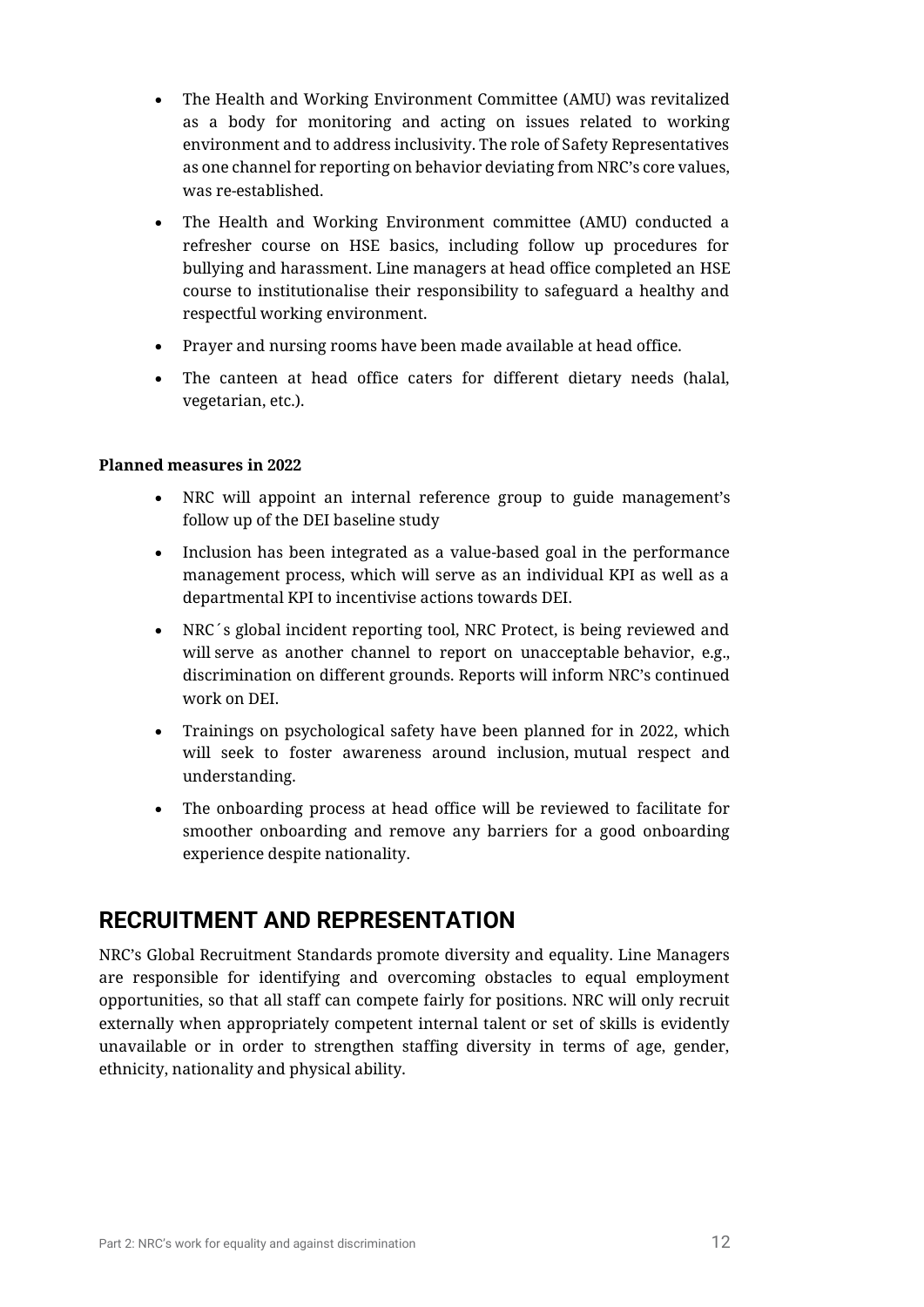- The Health and Working Environment Committee (AMU) was revitalized as a body for monitoring and acting on issues related to working environment and to address inclusivity. The role of Safety Representatives as one channel for reporting on behavior deviating from NRC's core values, was re-established.
- The Health and Working Environment committee (AMU) conducted a refresher course on HSE basics, including follow up procedures for bullying and harassment. Line managers at head office completed an HSE course to institutionalise their responsibility to safeguard a healthy and respectful working environment.
- Prayer and nursing rooms have been made available at head office.
- The canteen at head office caters for different dietary needs (halal, vegetarian, etc.).

**Planned measures in 2022**

- NRC will appoint an internal reference group to guide management's follow up of the DEI baseline study
- Inclusion has been integrated as a value-based goal in the performance management process, which will serve as an individual KPI as well as a departmental KPI to incentivise actions towards DEI.
- NRC´s global incident reporting tool, NRC Protect, is being reviewed and will serve as another channel to report on unacceptable behavior, e.g., discrimination on different grounds. Reports will inform NRC's continued work on DEI.
- Trainings on psychological safety have been planned for in 2022, which will seek to foster awareness around inclusion, mutual respect and understanding.
- The onboarding process at head office will be reviewed to facilitate for smoother onboarding and remove any barriers for a good onboarding experience despite nationality.

## RECRUITMENT AND REPRESENTATION

NRC's Global Recruitment Standards promote diversity and equality. Line Managers are responsible for identifying and overcoming obstacles to equal employment opportunities, so that all staff can compete fairly for positions. NRC will only recruit externally when appropriately competent internal talent or set of skills is evidently unavailable or in order to strengthen staffing diversity in terms of age, gender, ethnicity, nationality and physical ability.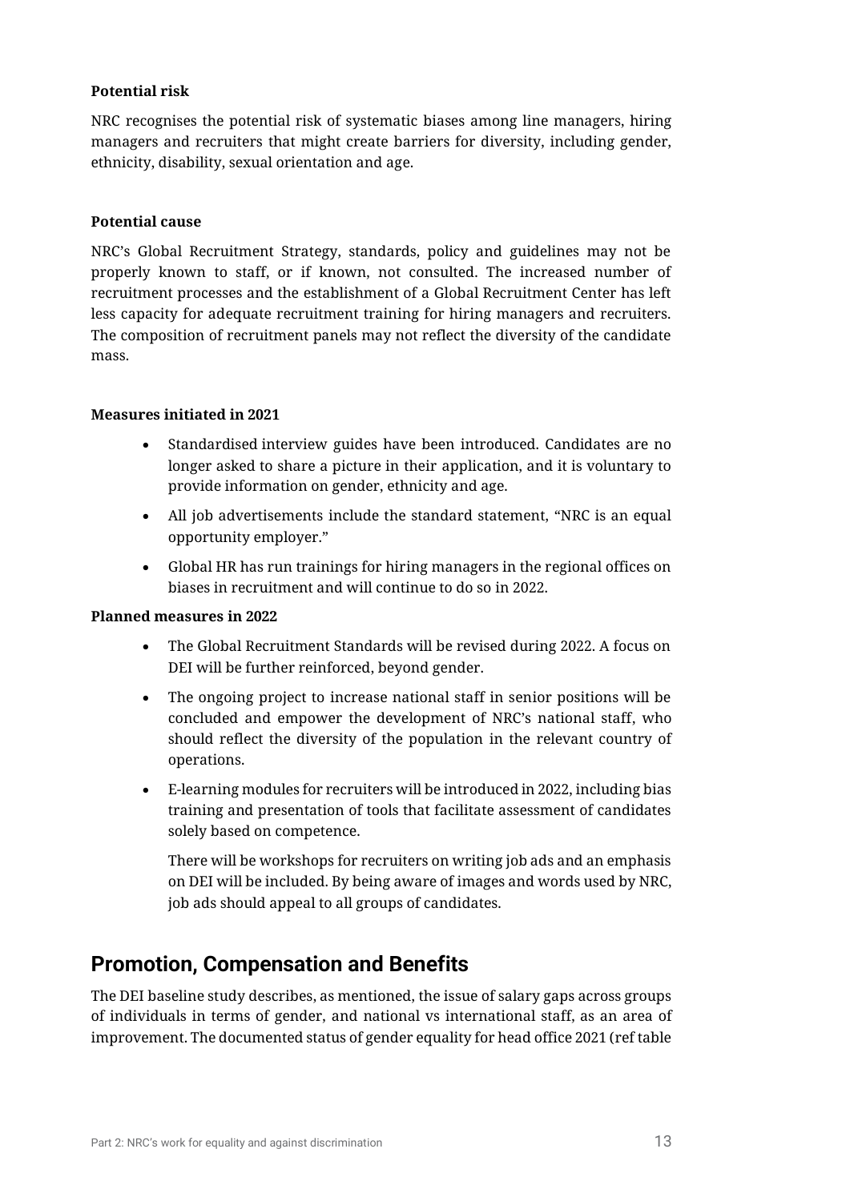**Potential risk**

NRC recognises the potential risk of systematic biases among line managers, hiring managers and recruiters that might create barriers for diversity, including gender, ethnicity, disability, sexual orientation and age.

**Potential cause**

NRC's Global Recruitment Strategy, standards, policy and guidelines may not be properly known to staff, or if known, not consulted. The increased number of recruitment processes and the establishment of a Global Recruitment Center has left less capacity for adequate recruitment training for hiring managers and recruiters. The composition of recruitment panels may not reflect the diversity of the candidate mass.

**Measures initiated in 2021**

- Standardised interview guides have been introduced. Candidates are no longer asked to share a picture in their application, and it is voluntary to provide information on gender, ethnicity and age.
- All job advertisements include the standard statement, "NRC is an equal opportunity employer."
- Global HR has run trainings for hiring managers in the regional offices on biases in recruitment and will continue to do so in 2022.

**Planned measures in 2022**

- The Global Recruitment Standards will be revised during 2022. A focus on DEI will be further reinforced, beyond gender.
- The ongoing project to increase national staff in senior positions will be concluded and empower the development of NRC's national staff, who should reflect the diversity of the population in the relevant country of operations.
- E-learning modules for recruiters will be introduced in 2022, including bias training and presentation of tools that facilitate assessment of candidates solely based on competence.

  There will be workshops for recruiters on writing job ads and an emphasis on DEI will be included. By being aware of images and words used by NRC, job ads should appeal to all groups of candidates.

## Promotion, Compensation and Benefits

The DEI baseline study describes, as mentioned, the issue of salary gaps across groups of individuals in terms of gender, and national vs international staff, as an area of improvement. The documented status of gender equality for head office 2021 (ref table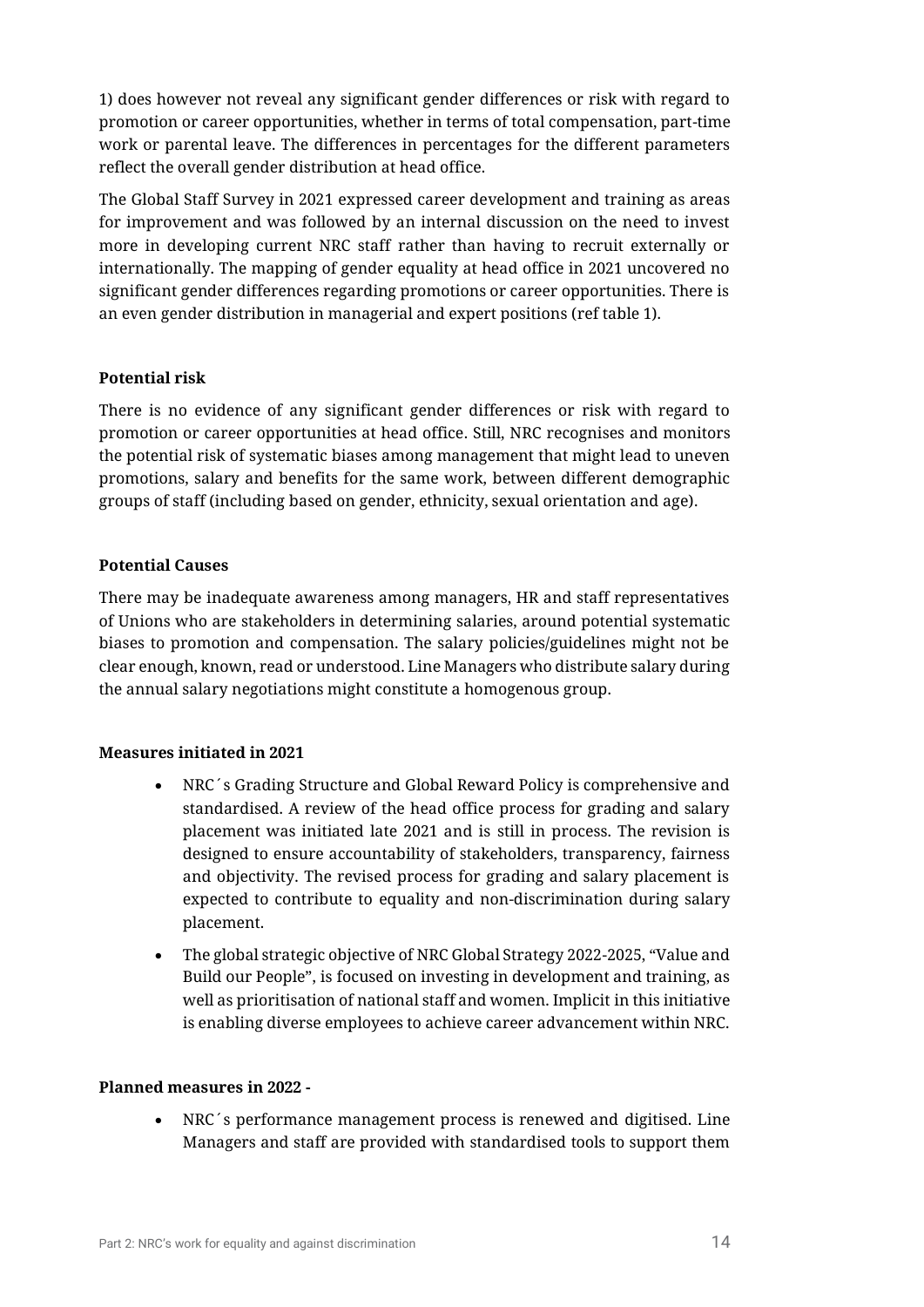1) does however not reveal any significant gender differences or risk with regard to promotion or career opportunities, whether in terms of total compensation, part-time work or parental leave. The differences in percentages for the different parameters reflect the overall gender distribution at head office.

The Global Staff Survey in 2021 expressed career development and training as areas for improvement and was followed by an internal discussion on the need to invest more in developing current NRC staff rather than having to recruit externally or internationally. The mapping of gender equality at head office in 2021 uncovered no significant gender differences regarding promotions or career opportunities. There is an even gender distribution in managerial and expert positions (ref table 1).

**Potential risk**

There is no evidence of any significant gender differences or risk with regard to promotion or career opportunities at head office. Still, NRC recognises and monitors the potential risk of systematic biases among management that might lead to uneven promotions, salary and benefits for the same work, between different demographic groups of staff (including based on gender, ethnicity, sexual orientation and age).

**Potential Causes**

There may be inadequate awareness among managers, HR and staff representatives of Unions who are stakeholders in determining salaries, around potential systematic biases to promotion and compensation. The salary policies/guidelines might not be clear enough, known, read or understood. Line Managers who distribute salary during the annual salary negotiations might constitute a homogenous group.

**Measures initiated in 2021**

- NRC´s Grading Structure and Global Reward Policy is comprehensive and standardised. A review of the head office process for grading and salary placement was initiated late 2021 and is still in process. The revision is designed to ensure accountability of stakeholders, transparency, fairness and objectivity. The revised process for grading and salary placement is expected to contribute to equality and non-discrimination during salary placement.
- The global strategic objective of NRC Global Strategy 2022-2025, "Value and Build our People", is focused on investing in development and training, as well as prioritisation of national staff and women. Implicit in this initiative is enabling diverse employees to achieve career advancement within NRC.

**Planned measures in 2022 -**

- NRC´s performance management process is renewed and digitised. Line Managers and staff are provided with standardised tools to support them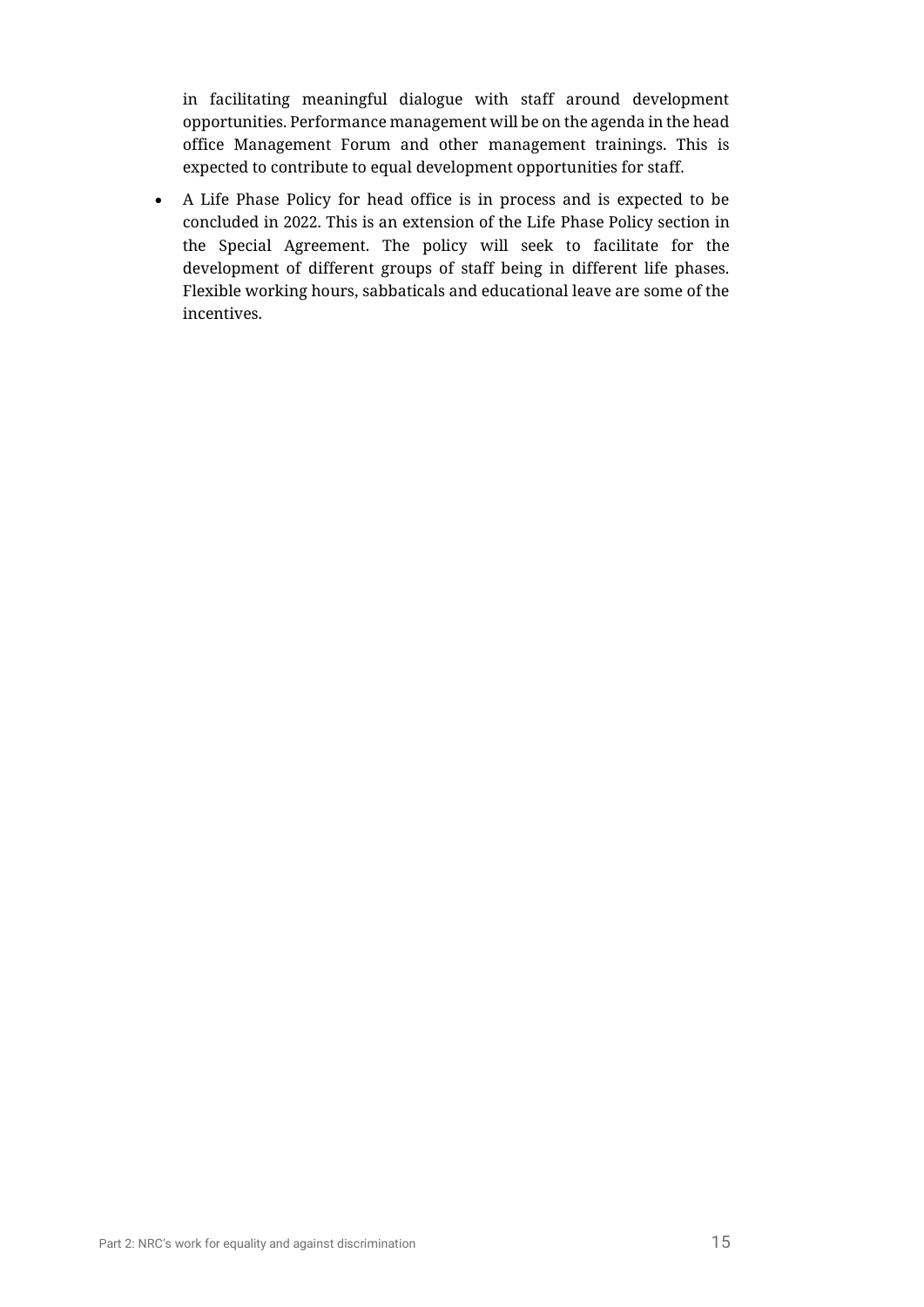in facilitating meaningful dialogue with staff around development opportunities. Performance management will be on the agenda in the head office Management Forum and other management trainings. This is expected to contribute to equal development opportunities for staff.

- A Life Phase Policy for head office is in process and is expected to be concluded in 2022. This is an extension of the Life Phase Policy section in the Special Agreement. The policy will seek to facilitate for the development of different groups of staff being in different life phases. Flexible working hours, sabbaticals and educational leave are some of the incentives.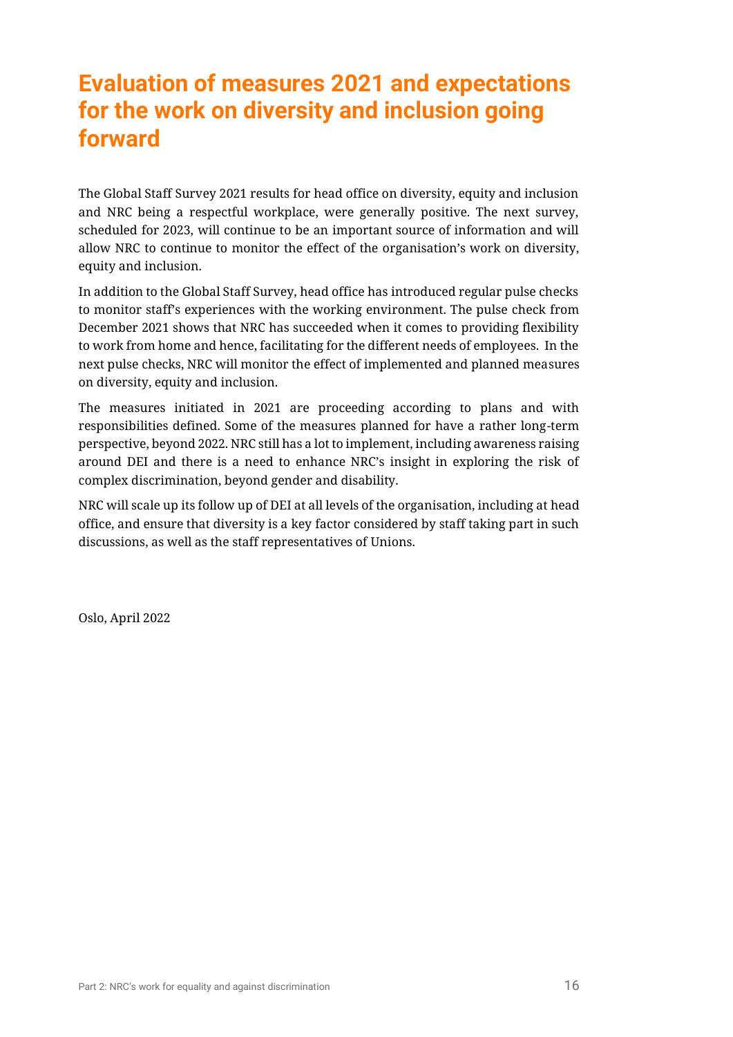# Evaluation of measures 2021 and expectations for the work on diversity and inclusion going forward

The Global Staff Survey 2021 results for head office on diversity, equity and inclusion and NRC being a respectful workplace, were generally positive. The next survey, scheduled for 2023, will continue to be an important source of information and will allow NRC to continue to monitor the effect of the organisation's work on diversity, equity and inclusion.

In addition to the Global Staff Survey, head office has introduced regular pulse checks to monitor staff's experiences with the working environment. The pulse check from December 2021 shows that NRC has succeeded when it comes to providing flexibility to work from home and hence, facilitating for the different needs of employees. In the next pulse checks, NRC will monitor the effect of implemented and planned measures on diversity, equity and inclusion.

The measures initiated in 2021 are proceeding according to plans and with responsibilities defined. Some of the measures planned for have a rather long-term perspective, beyond 2022. NRC still has a lot to implement, including awareness raising around DEI and there is a need to enhance NRC's insight in exploring the risk of complex discrimination, beyond gender and disability.

NRC will scale up its follow up of DEI at all levels of the organisation, including at head office, and ensure that diversity is a key factor considered by staff taking part in such discussions, as well as the staff representatives of Unions.

Oslo, April 2022